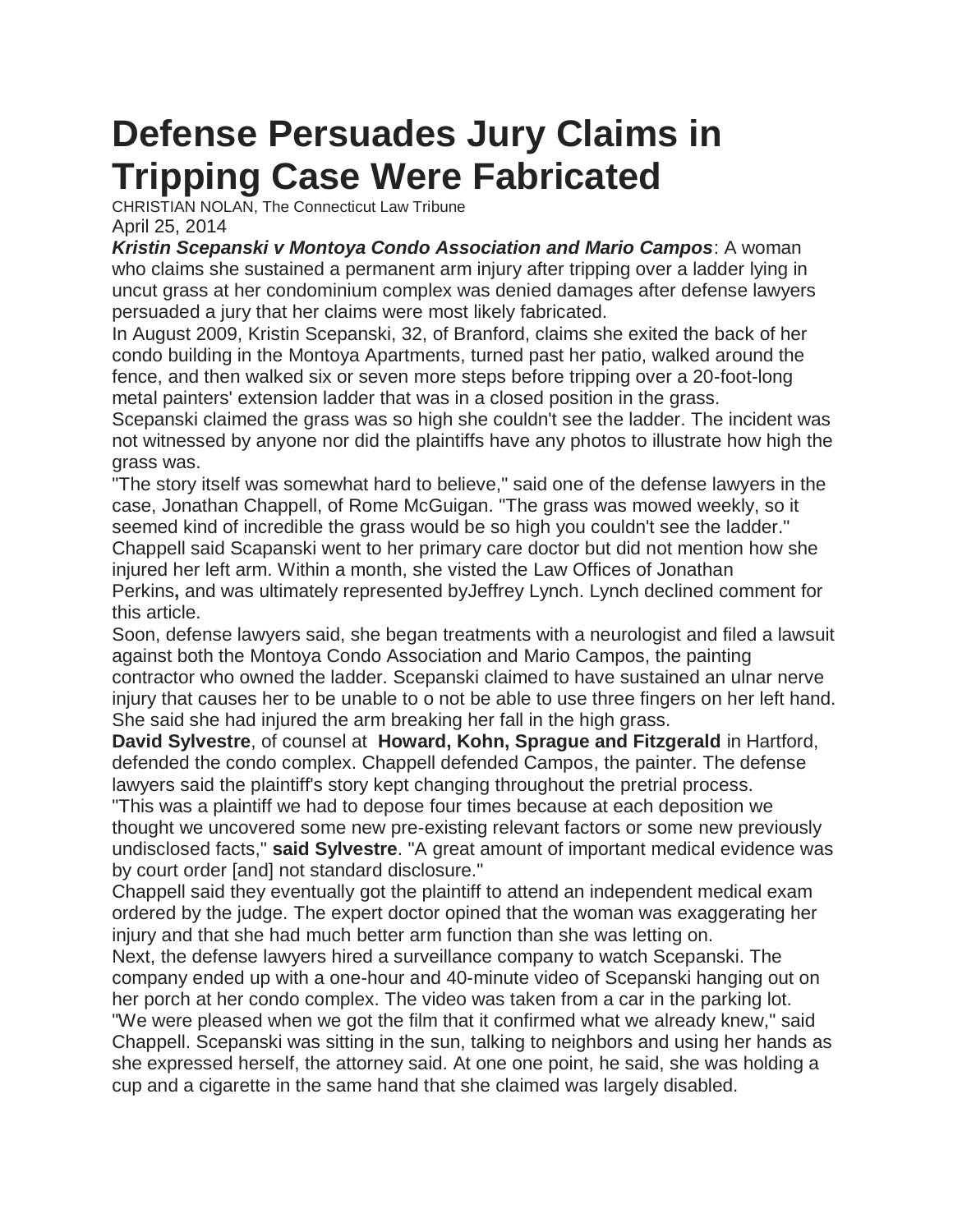# Defense Persuades Jury Claims in Tripping Case Were Fabricated

CHRISTIAN NOLAN, The Connecticut Law Tribune

April 25, 2014

***Kristin Scepanski v Montoya Condo Association and Mario Campos***: A woman who claims she sustained a permanent arm injury after tripping over a ladder lying in uncut grass at her condominium complex was denied damages after defense lawyers persuaded a jury that her claims were most likely fabricated.

In August 2009, Kristin Scepanski, 32, of Branford, claims she exited the back of her condo building in the Montoya Apartments, turned past her patio, walked around the fence, and then walked six or seven more steps before tripping over a 20-foot-long metal painters' extension ladder that was in a closed position in the grass.

Scepanski claimed the grass was so high she couldn't see the ladder. The incident was not witnessed by anyone nor did the plaintiffs have any photos to illustrate how high the grass was.

"The story itself was somewhat hard to believe," said one of the defense lawyers in the case, Jonathan Chappell, of Rome McGuigan. "The grass was mowed weekly, so it seemed kind of incredible the grass would be so high you couldn't see the ladder."

Chappell said Scapanski went to her primary care doctor but did not mention how she injured her left arm. Within a month, she visted the Law Offices of Jonathan Perkins**,** and was ultimately represented byJeffrey Lynch. Lynch declined comment for this article.

Soon, defense lawyers said, she began treatments with a neurologist and filed a lawsuit against both the Montoya Condo Association and Mario Campos, the painting contractor who owned the ladder. Scepanski claimed to have sustained an ulnar nerve injury that causes her to be unable to o not be able to use three fingers on her left hand. She said she had injured the arm breaking her fall in the high grass.

**David Sylvestre**, of counsel at **Howard, Kohn, Sprague and Fitzgerald** in Hartford, defended the condo complex. Chappell defended Campos, the painter. The defense lawyers said the plaintiff's story kept changing throughout the pretrial process.

"This was a plaintiff we had to depose four times because at each deposition we thought we uncovered some new pre-existing relevant factors or some new previously undisclosed facts," **said Sylvestre**. "A great amount of important medical evidence was by court order [and] not standard disclosure."

Chappell said they eventually got the plaintiff to attend an independent medical exam ordered by the judge. The expert doctor opined that the woman was exaggerating her injury and that she had much better arm function than she was letting on.

Next, the defense lawyers hired a surveillance company to watch Scepanski. The company ended up with a one-hour and 40-minute video of Scepanski hanging out on her porch at her condo complex. The video was taken from a car in the parking lot.

"We were pleased when we got the film that it confirmed what we already knew," said Chappell. Scepanski was sitting in the sun, talking to neighbors and using her hands as she expressed herself, the attorney said. At one one point, he said, she was holding a cup and a cigarette in the same hand that she claimed was largely disabled.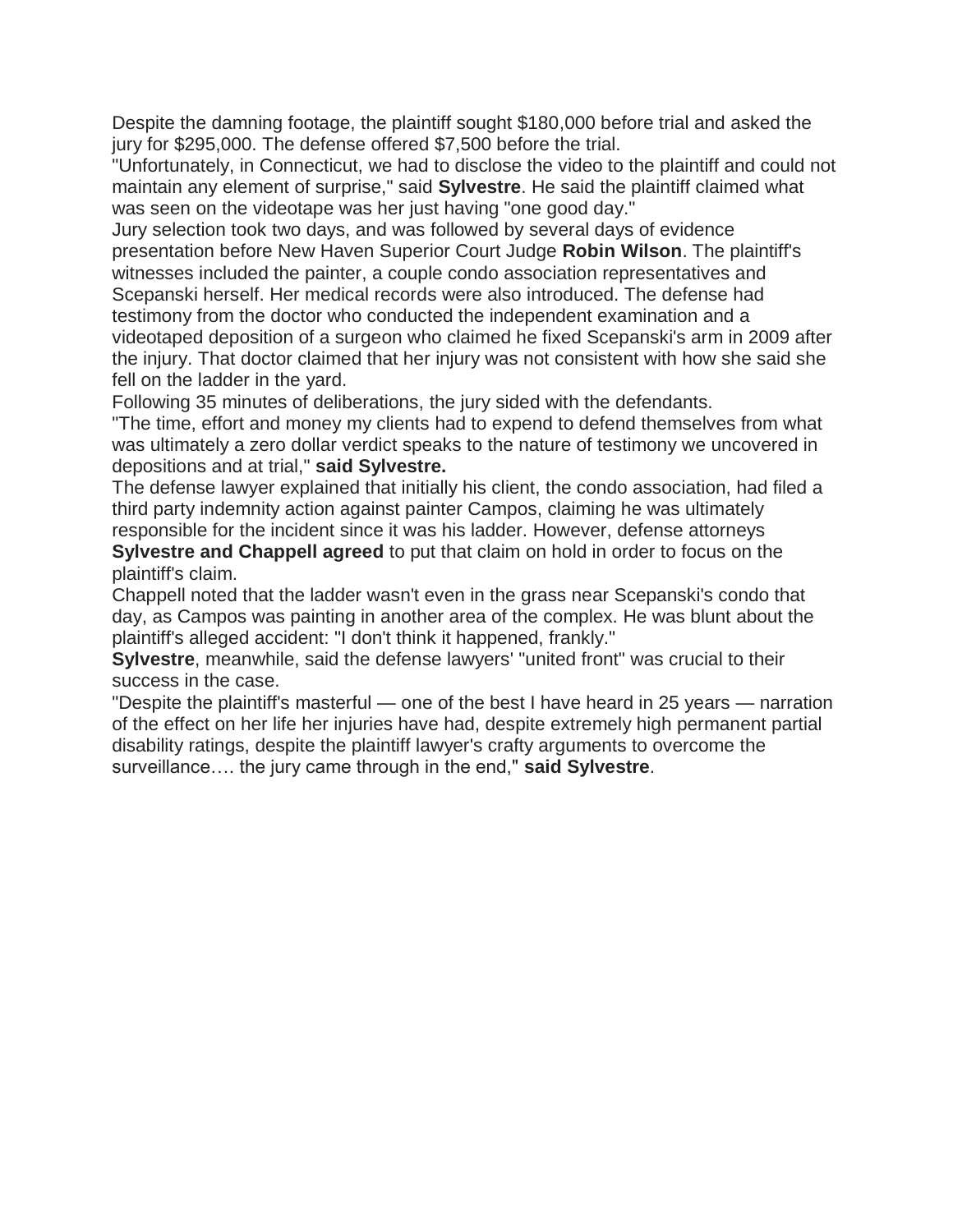Despite the damning footage, the plaintiff sought $180,000 before trial and asked the jury for $295,000. The defense offered $7,500 before the trial.

"Unfortunately, in Connecticut, we had to disclose the video to the plaintiff and could not maintain any element of surprise," said **Sylvestre**. He said the plaintiff claimed what was seen on the videotape was her just having "one good day."

Jury selection took two days, and was followed by several days of evidence presentation before New Haven Superior Court Judge **Robin Wilson**. The plaintiff's witnesses included the painter, a couple condo association representatives and Scepanski herself. Her medical records were also introduced. The defense had testimony from the doctor who conducted the independent examination and a videotaped deposition of a surgeon who claimed he fixed Scepanski's arm in 2009 after the injury. That doctor claimed that her injury was not consistent with how she said she fell on the ladder in the yard.

Following 35 minutes of deliberations, the jury sided with the defendants.

"The time, effort and money my clients had to expend to defend themselves from what was ultimately a zero dollar verdict speaks to the nature of testimony we uncovered in depositions and at trial," **said Sylvestre.**

The defense lawyer explained that initially his client, the condo association, had filed a third party indemnity action against painter Campos, claiming he was ultimately responsible for the incident since it was his ladder. However, defense attorneys **Sylvestre and Chappell agreed** to put that claim on hold in order to focus on the plaintiff's claim.

Chappell noted that the ladder wasn't even in the grass near Scepanski's condo that day, as Campos was painting in another area of the complex. He was blunt about the plaintiff's alleged accident: "I don't think it happened, frankly."

**Sylvestre**, meanwhile, said the defense lawyers' "united front" was crucial to their success in the case.

"Despite the plaintiff's masterful — one of the best I have heard in 25 years — narration of the effect on her life her injuries have had, despite extremely high permanent partial disability ratings, despite the plaintiff lawyer's crafty arguments to overcome the surveillance…. the jury came through in the end," **said Sylvestre**.